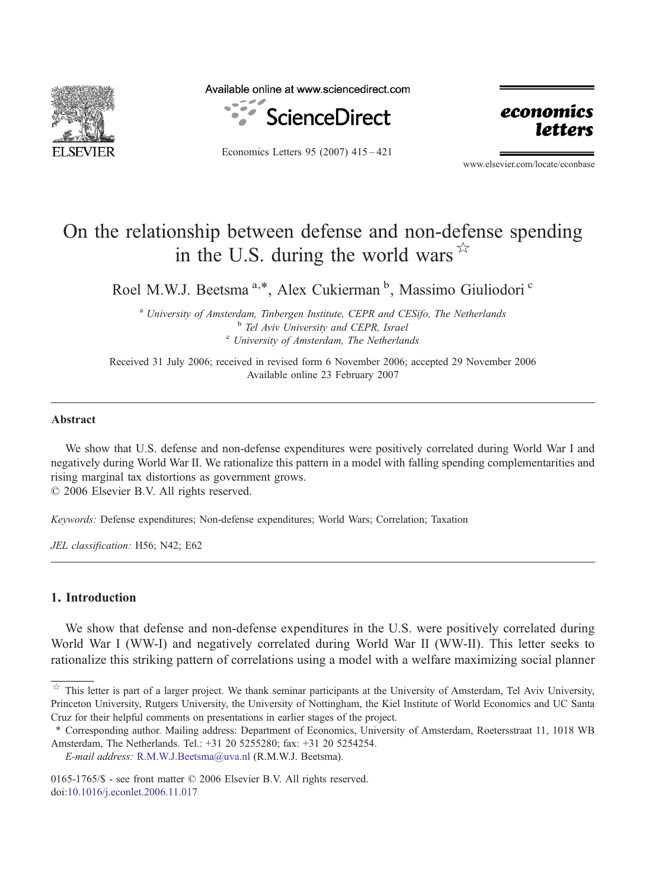# On the relationship between defense and non-defense spending in the U.S. during the world wars ☆

Roel M.W.J. Beetsma [a,*], Alex Cukierman [b], Massimo Giuliodori [c]

[a] *University of Amsterdam, Tinbergen Institute, CEPR and CESifo, The Netherlands*
[b] *Tel Aviv University and CEPR, Israel*
[c] *University of Amsterdam, The Netherlands*

Received 31 July 2006; received in revised form 6 November 2006; accepted 29 November 2006
Available online 23 February 2007

## Abstract

We show that U.S. defense and non-defense expenditures were positively correlated during World War I and negatively during World War II. We rationalize this pattern in a model with falling spending complementarities and rising marginal tax distortions as government grows.
© 2006 Elsevier B.V. All rights reserved.

*Keywords:* Defense expenditures; Non-defense expenditures; World Wars; Correlation; Taxation

*JEL classification:* H56; N42; E62

## 1. Introduction

We show that defense and non-defense expenditures in the U.S. were positively correlated during World War I (WW-I) and negatively correlated during World War II (WW-II). This letter seeks to rationalize this striking pattern of correlations using a model with a welfare maximizing social planner

---

☆ This letter is part of a larger project. We thank seminar participants at the University of Amsterdam, Tel Aviv University, Princeton University, Rutgers University, the University of Nottingham, the Kiel Institute of World Economics and UC Santa Cruz for their helpful comments on presentations in earlier stages of the project.

\* Corresponding author. Mailing address: Department of Economics, University of Amsterdam, Roetersstraat 11, 1018 WB Amsterdam, The Netherlands. Tel.: +31 20 5255280; fax: +31 20 5254254.

*E-mail address:* R.M.W.J.Beetsma@uva.nl (R.M.W.J. Beetsma).

0165-1765/$ - see front matter © 2006 Elsevier B.V. All rights reserved.
doi:10.1016/j.econlet.2006.11.017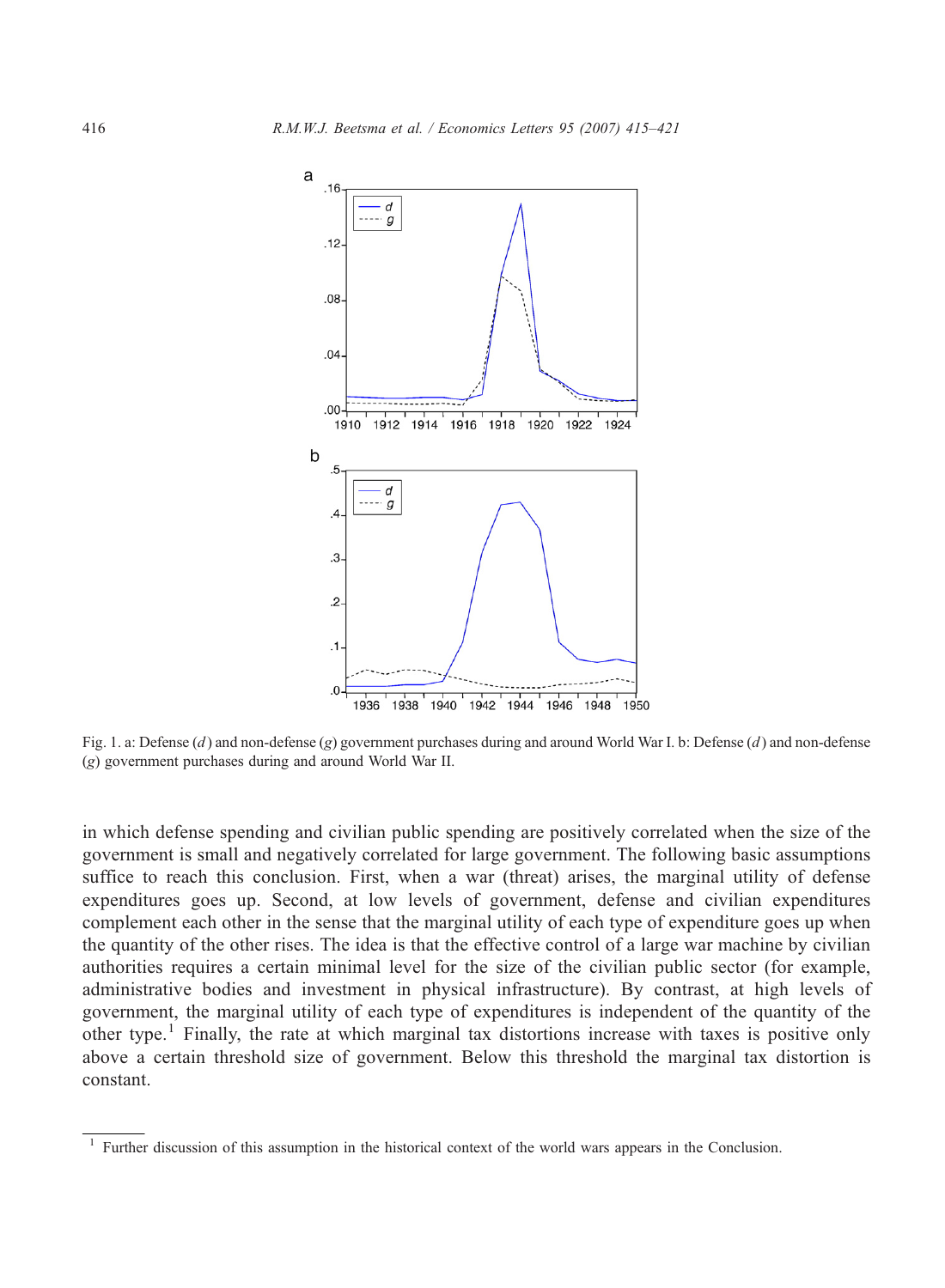Fig. 1. a: Defense ($d$) and non-defense ($g$) government purchases during and around World War I. b: Defense ($d$) and non-defense ($g$) government purchases during and around World War II.

in which defense spending and civilian public spending are positively correlated when the size of the government is small and negatively correlated for large government. The following basic assumptions suffice to reach this conclusion. First, when a war (threat) arises, the marginal utility of defense expenditures goes up. Second, at low levels of government, defense and civilian expenditures complement each other in the sense that the marginal utility of each type of expenditure goes up when the quantity of the other rises. The idea is that the effective control of a large war machine by civilian authorities requires a certain minimal level for the size of the civilian public sector (for example, administrative bodies and investment in physical infrastructure). By contrast, at high levels of government, the marginal utility of each type of expenditures is independent of the quantity of the other type.[1] Finally, the rate at which marginal tax distortions increase with taxes is positive only above a certain threshold size of government. Below this threshold the marginal tax distortion is constant.

[1] Further discussion of this assumption in the historical context of the world wars appears in the Conclusion.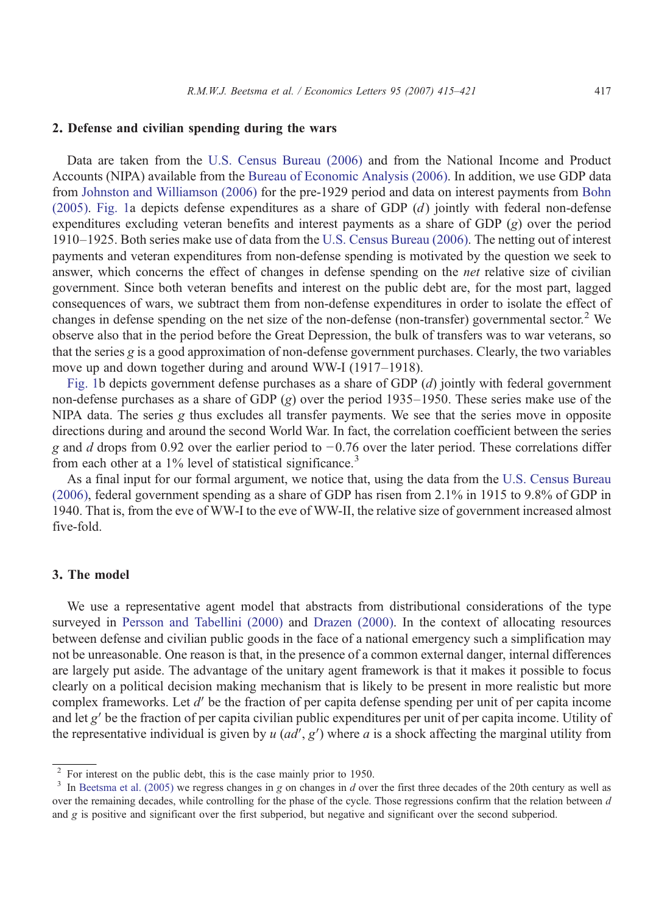## 2. Defense and civilian spending during the wars

Data are taken from the U.S. Census Bureau (2006) and from the National Income and Product Accounts (NIPA) available from the Bureau of Economic Analysis (2006). In addition, we use GDP data from Johnston and Williamson (2006) for the pre-1929 period and data on interest payments from Bohn (2005). Fig. 1a depicts defense expenditures as a share of GDP ($d$) jointly with federal non-defense expenditures excluding veteran benefits and interest payments as a share of GDP ($g$) over the period 1910–1925. Both series make use of data from the U.S. Census Bureau (2006). The netting out of interest payments and veteran expenditures from non-defense spending is motivated by the question we seek to answer, which concerns the effect of changes in defense spending on the *net* relative size of civilian government. Since both veteran benefits and interest on the public debt are, for the most part, lagged consequences of wars, we subtract them from non-defense expenditures in order to isolate the effect of changes in defense spending on the net size of the non-defense (non-transfer) governmental sector.[2] We observe also that in the period before the Great Depression, the bulk of transfers was to war veterans, so that the series $g$ is a good approximation of non-defense government purchases. Clearly, the two variables move up and down together during and around WW-I (1917–1918).

Fig. 1b depicts government defense purchases as a share of GDP ($d$) jointly with federal government non-defense purchases as a share of GDP ($g$) over the period 1935–1950. These series make use of the NIPA data. The series $g$ thus excludes all transfer payments. We see that the series move in opposite directions during and around the second World War. In fact, the correlation coefficient between the series $g$ and $d$ drops from 0.92 over the earlier period to −0.76 over the later period. These correlations differ from each other at a 1% level of statistical significance.[3]

As a final input for our formal argument, we notice that, using the data from the U.S. Census Bureau (2006), federal government spending as a share of GDP has risen from 2.1% in 1915 to 9.8% of GDP in 1940. That is, from the eve of WW-I to the eve of WW-II, the relative size of government increased almost five-fold.

## 3. The model

We use a representative agent model that abstracts from distributional considerations of the type surveyed in Persson and Tabellini (2000) and Drazen (2000). In the context of allocating resources between defense and civilian public goods in the face of a national emergency such a simplification may not be unreasonable. One reason is that, in the presence of a common external danger, internal differences are largely put aside. The advantage of the unitary agent framework is that it makes it possible to focus clearly on a political decision making mechanism that is likely to be present in more realistic but more complex frameworks. Let $d'$ be the fraction of per capita defense spending per unit of per capita income and let $g'$ be the fraction of per capita civilian public expenditures per unit of per capita income. Utility of the representative individual is given by $u\,(ad', g')$ where $a$ is a shock affecting the marginal utility from

[2] For interest on the public debt, this is the case mainly prior to 1950.

[3] In Beetsma et al. (2005) we regress changes in $g$ on changes in $d$ over the first three decades of the 20th century as well as over the remaining decades, while controlling for the phase of the cycle. Those regressions confirm that the relation between $d$ and $g$ is positive and significant over the first subperiod, but negative and significant over the second subperiod.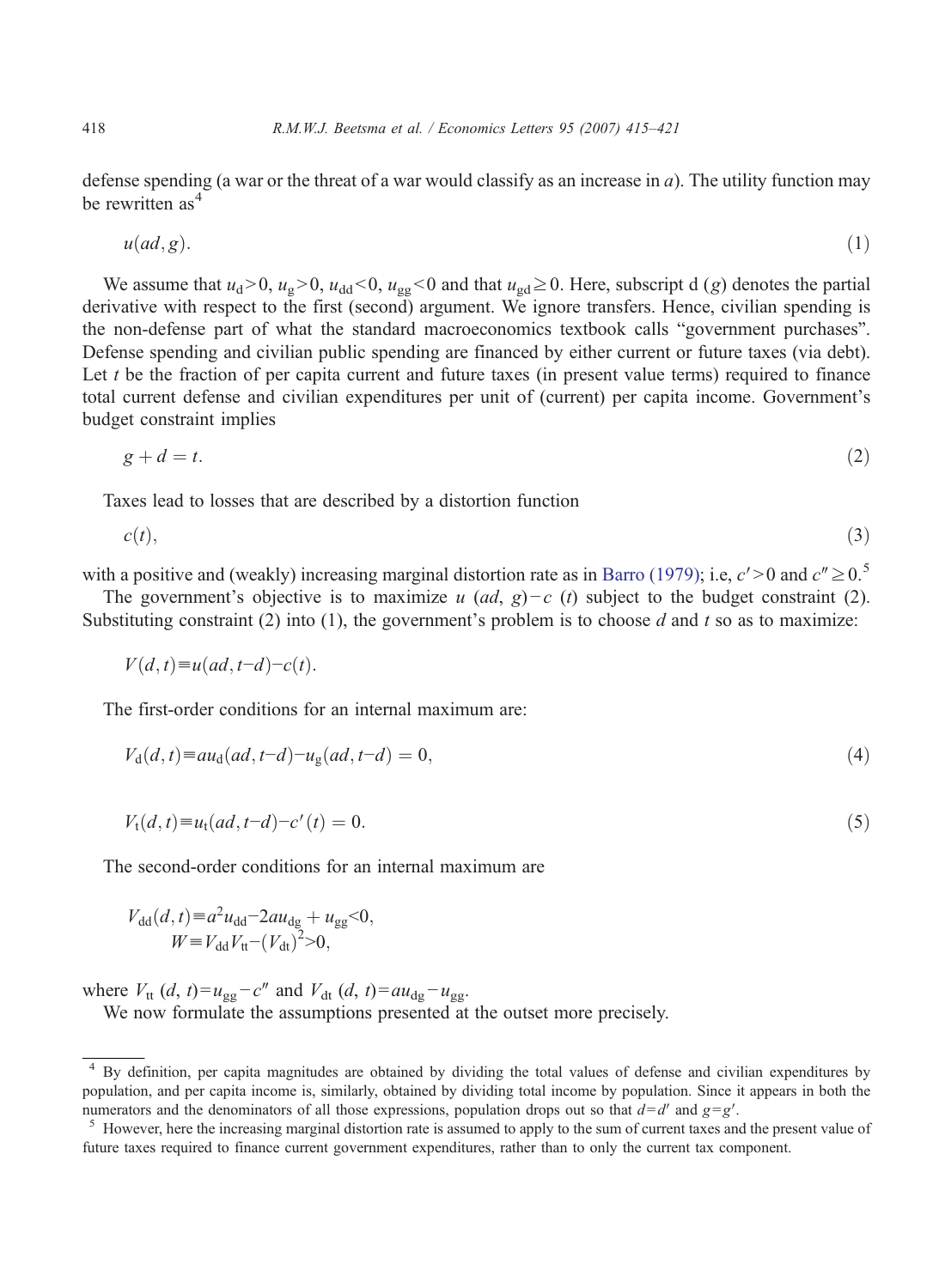defense spending (a war or the threat of a war would classify as an increase in $a$). The utility function may be rewritten as[4]

$$u(ad, g). \tag{1}$$

We assume that $u_d > 0$, $u_g > 0$, $u_{dd} < 0$, $u_{gg} < 0$ and that $u_{gd} \geq 0$. Here, subscript d ($g$) denotes the partial derivative with respect to the first (second) argument. We ignore transfers. Hence, civilian spending is the non-defense part of what the standard macroeconomics textbook calls "government purchases". Defense spending and civilian public spending are financed by either current or future taxes (via debt). Let $t$ be the fraction of per capita current and future taxes (in present value terms) required to finance total current defense and civilian expenditures per unit of (current) per capita income. Government's budget constraint implies

$$g + d = t. \tag{2}$$

Taxes lead to losses that are described by a distortion function

$$c(t), \tag{3}$$

with a positive and (weakly) increasing marginal distortion rate as in Barro (1979); i.e, $c' > 0$ and $c'' \geq 0$.[5]

The government's objective is to maximize $u\ (ad,\ g) - c\ (t)$ subject to the budget constraint (2). Substituting constraint (2) into (1), the government's problem is to choose $d$ and $t$ so as to maximize:

$$V(d, t) \equiv u(ad, t - d) - c(t).$$

The first-order conditions for an internal maximum are:

$$V_d(d, t) \equiv au_d(ad, t - d) - u_g(ad, t - d) = 0, \tag{4}$$

$$V_t(d, t) \equiv u_t(ad, t - d) - c'(t) = 0. \tag{5}$$

The second-order conditions for an internal maximum are

$$V_{dd}(d, t) \equiv a^2 u_{dd} - 2au_{dg} + u_{gg} < 0,$$
$$W \equiv V_{dd} V_{tt} - (V_{dt})^2 > 0,$$

where $V_{tt}\ (d,\ t) = u_{gg} - c''$ and $V_{dt}\ (d,\ t) = au_{dg} - u_{gg}$.

We now formulate the assumptions presented at the outset more precisely.

---

[4] By definition, per capita magnitudes are obtained by dividing the total values of defense and civilian expenditures by population, and per capita income is, similarly, obtained by dividing total income by population. Since it appears in both the numerators and the denominators of all those expressions, population drops out so that $d = d'$ and $g = g'$.

[5] However, here the increasing marginal distortion rate is assumed to apply to the sum of current taxes and the present value of future taxes required to finance current government expenditures, rather than to only the current tax component.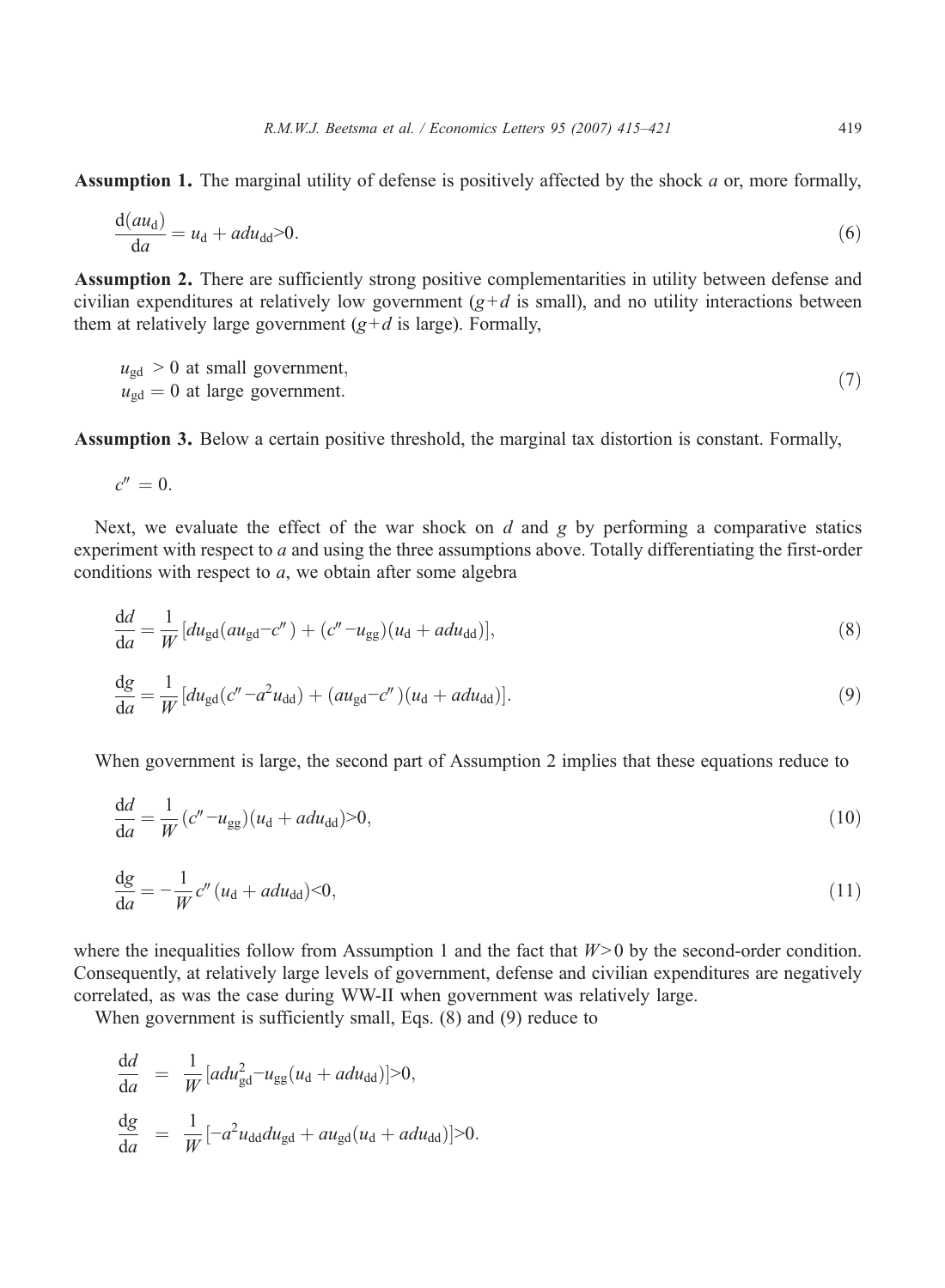**Assumption 1.** The marginal utility of defense is positively affected by the shock $a$ or, more formally,

$$\frac{\mathrm{d}(au_{\mathrm{d}})}{\mathrm{d}a} = u_{\mathrm{d}} + adu_{\mathrm{dd}} > 0. \tag{6}$$

**Assumption 2.** There are sufficiently strong positive complementarities in utility between defense and civilian expenditures at relatively low government ($g+d$ is small), and no utility interactions between them at relatively large government ($g+d$ is large). Formally,

$$\begin{aligned} u_{\mathrm{gd}} &> 0 \text{ at small government,} \\ u_{\mathrm{gd}} &= 0 \text{ at large government.} \end{aligned} \tag{7}$$

**Assumption 3.** Below a certain positive threshold, the marginal tax distortion is constant. Formally,

$$c'' = 0.$$

Next, we evaluate the effect of the war shock on $d$ and $g$ by performing a comparative statics experiment with respect to $a$ and using the three assumptions above. Totally differentiating the first-order conditions with respect to $a$, we obtain after some algebra

$$\frac{\mathrm{d}d}{\mathrm{d}a} = \frac{1}{W}[du_{\mathrm{gd}}(au_{\mathrm{gd}} - c'') + (c'' - u_{\mathrm{gg}})(u_{\mathrm{d}} + adu_{\mathrm{dd}})], \tag{8}$$

$$\frac{\mathrm{d}g}{\mathrm{d}a} = \frac{1}{W}[du_{\mathrm{gd}}(c'' - a^2 u_{\mathrm{dd}}) + (au_{\mathrm{gd}} - c'')(u_{\mathrm{d}} + adu_{\mathrm{dd}})]. \tag{9}$$

When government is large, the second part of Assumption 2 implies that these equations reduce to

$$\frac{\mathrm{d}d}{\mathrm{d}a} = \frac{1}{W}(c'' - u_{\mathrm{gg}})(u_{\mathrm{d}} + adu_{\mathrm{dd}}) > 0, \tag{10}$$

$$\frac{\mathrm{d}g}{\mathrm{d}a} = -\frac{1}{W}c''(u_{\mathrm{d}} + adu_{\mathrm{dd}}) < 0, \tag{11}$$

where the inequalities follow from Assumption 1 and the fact that $W>0$ by the second-order condition. Consequently, at relatively large levels of government, defense and civilian expenditures are negatively correlated, as was the case during WW-II when government was relatively large.

When government is sufficiently small, Eqs. (8) and (9) reduce to

$$\begin{aligned} \frac{\mathrm{d}d}{\mathrm{d}a} &= \frac{1}{W}[adu_{\mathrm{gd}}^2 - u_{\mathrm{gg}}(u_{\mathrm{d}} + adu_{\mathrm{dd}})] > 0, \\ \frac{\mathrm{d}g}{\mathrm{d}a} &= \frac{1}{W}[-a^2 u_{\mathrm{dd}} du_{\mathrm{gd}} + au_{\mathrm{gd}}(u_{\mathrm{d}} + adu_{\mathrm{dd}})] > 0. \end{aligned}$$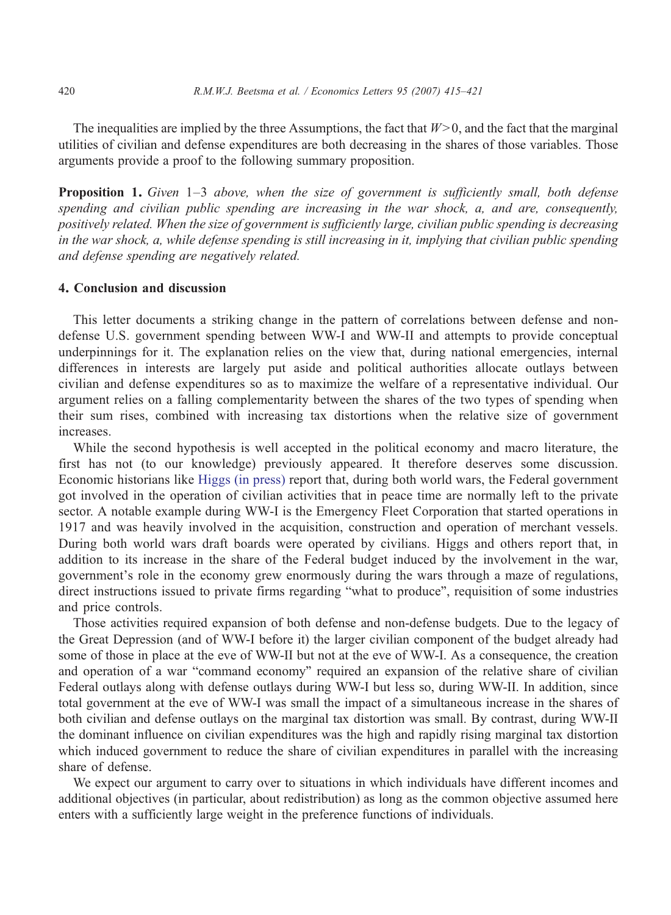The inequalities are implied by the three Assumptions, the fact that $W>0$, and the fact that the marginal utilities of civilian and defense expenditures are both decreasing in the shares of those variables. Those arguments provide a proof to the following summary proposition.

**Proposition 1.** *Given* 1–3 *above, when the size of government is sufficiently small, both defense spending and civilian public spending are increasing in the war shock, a, and are, consequently, positively related. When the size of government is sufficiently large, civilian public spending is decreasing in the war shock, a, while defense spending is still increasing in it, implying that civilian public spending and defense spending are negatively related.*

## 4. Conclusion and discussion

This letter documents a striking change in the pattern of correlations between defense and non-defense U.S. government spending between WW-I and WW-II and attempts to provide conceptual underpinnings for it. The explanation relies on the view that, during national emergencies, internal differences in interests are largely put aside and political authorities allocate outlays between civilian and defense expenditures so as to maximize the welfare of a representative individual. Our argument relies on a falling complementarity between the shares of the two types of spending when their sum rises, combined with increasing tax distortions when the relative size of government increases.

While the second hypothesis is well accepted in the political economy and macro literature, the first has not (to our knowledge) previously appeared. It therefore deserves some discussion. Economic historians like Higgs (in press) report that, during both world wars, the Federal government got involved in the operation of civilian activities that in peace time are normally left to the private sector. A notable example during WW-I is the Emergency Fleet Corporation that started operations in 1917 and was heavily involved in the acquisition, construction and operation of merchant vessels. During both world wars draft boards were operated by civilians. Higgs and others report that, in addition to its increase in the share of the Federal budget induced by the involvement in the war, government's role in the economy grew enormously during the wars through a maze of regulations, direct instructions issued to private firms regarding "what to produce", requisition of some industries and price controls.

Those activities required expansion of both defense and non-defense budgets. Due to the legacy of the Great Depression (and of WW-I before it) the larger civilian component of the budget already had some of those in place at the eve of WW-II but not at the eve of WW-I. As a consequence, the creation and operation of a war "command economy" required an expansion of the relative share of civilian Federal outlays along with defense outlays during WW-I but less so, during WW-II. In addition, since total government at the eve of WW-I was small the impact of a simultaneous increase in the shares of both civilian and defense outlays on the marginal tax distortion was small. By contrast, during WW-II the dominant influence on civilian expenditures was the high and rapidly rising marginal tax distortion which induced government to reduce the share of civilian expenditures in parallel with the increasing share of defense.

We expect our argument to carry over to situations in which individuals have different incomes and additional objectives (in particular, about redistribution) as long as the common objective assumed here enters with a sufficiently large weight in the preference functions of individuals.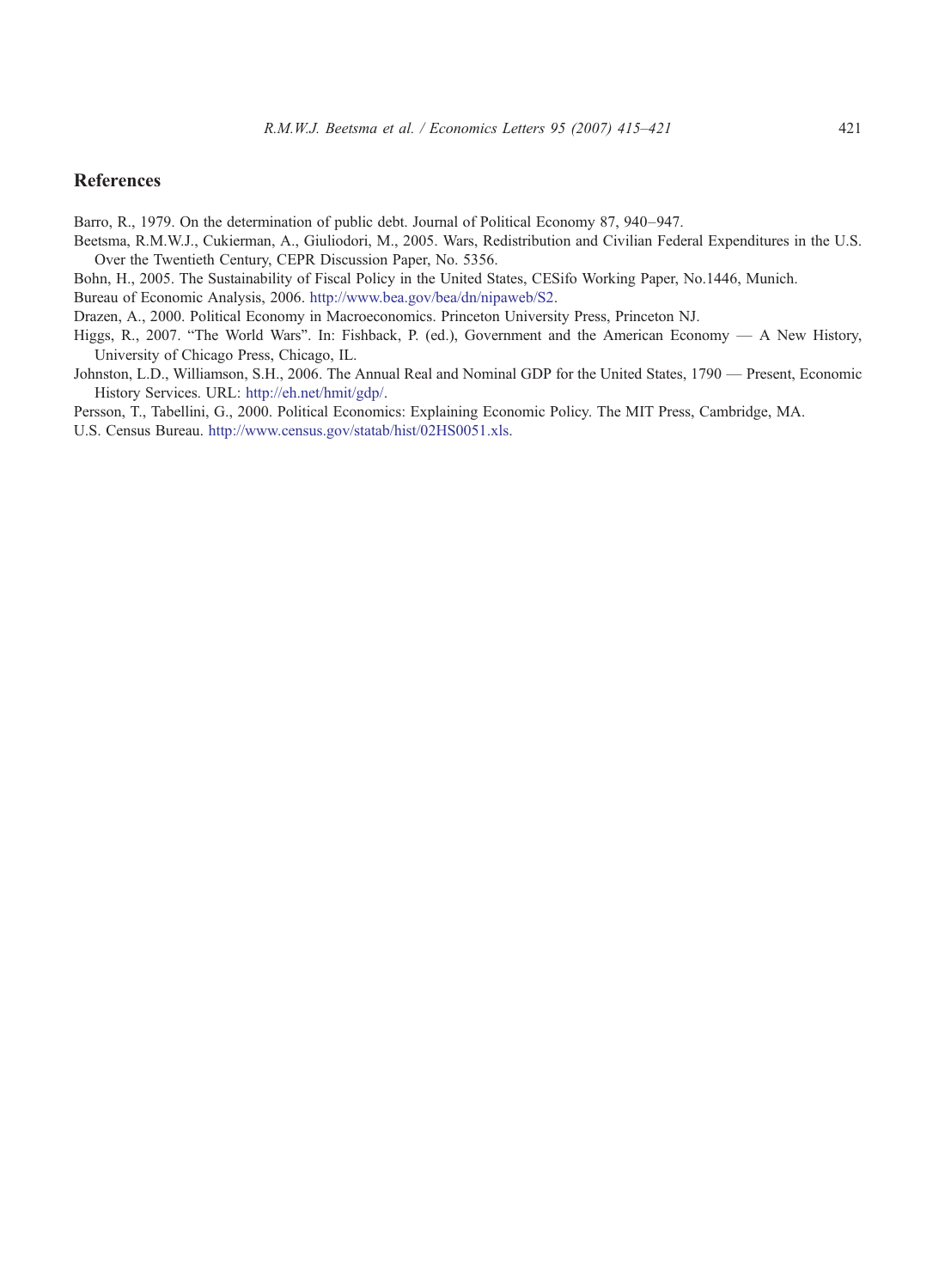## References

Barro, R., 1979. On the determination of public debt. Journal of Political Economy 87, 940–947.

Beetsma, R.M.W.J., Cukierman, A., Giuliodori, M., 2005. Wars, Redistribution and Civilian Federal Expenditures in the U.S. Over the Twentieth Century, CEPR Discussion Paper, No. 5356.

Bohn, H., 2005. The Sustainability of Fiscal Policy in the United States, CESifo Working Paper, No.1446, Munich.

Bureau of Economic Analysis, 2006. http://www.bea.gov/bea/dn/nipaweb/S2.

Drazen, A., 2000. Political Economy in Macroeconomics. Princeton University Press, Princeton NJ.

Higgs, R., 2007. "The World Wars". In: Fishback, P. (ed.), Government and the American Economy — A New History, University of Chicago Press, Chicago, IL.

Johnston, L.D., Williamson, S.H., 2006. The Annual Real and Nominal GDP for the United States, 1790 — Present, Economic History Services. URL: http://eh.net/hmit/gdp/.

Persson, T., Tabellini, G., 2000. Political Economics: Explaining Economic Policy. The MIT Press, Cambridge, MA.

U.S. Census Bureau. http://www.census.gov/statab/hist/02HS0051.xls.